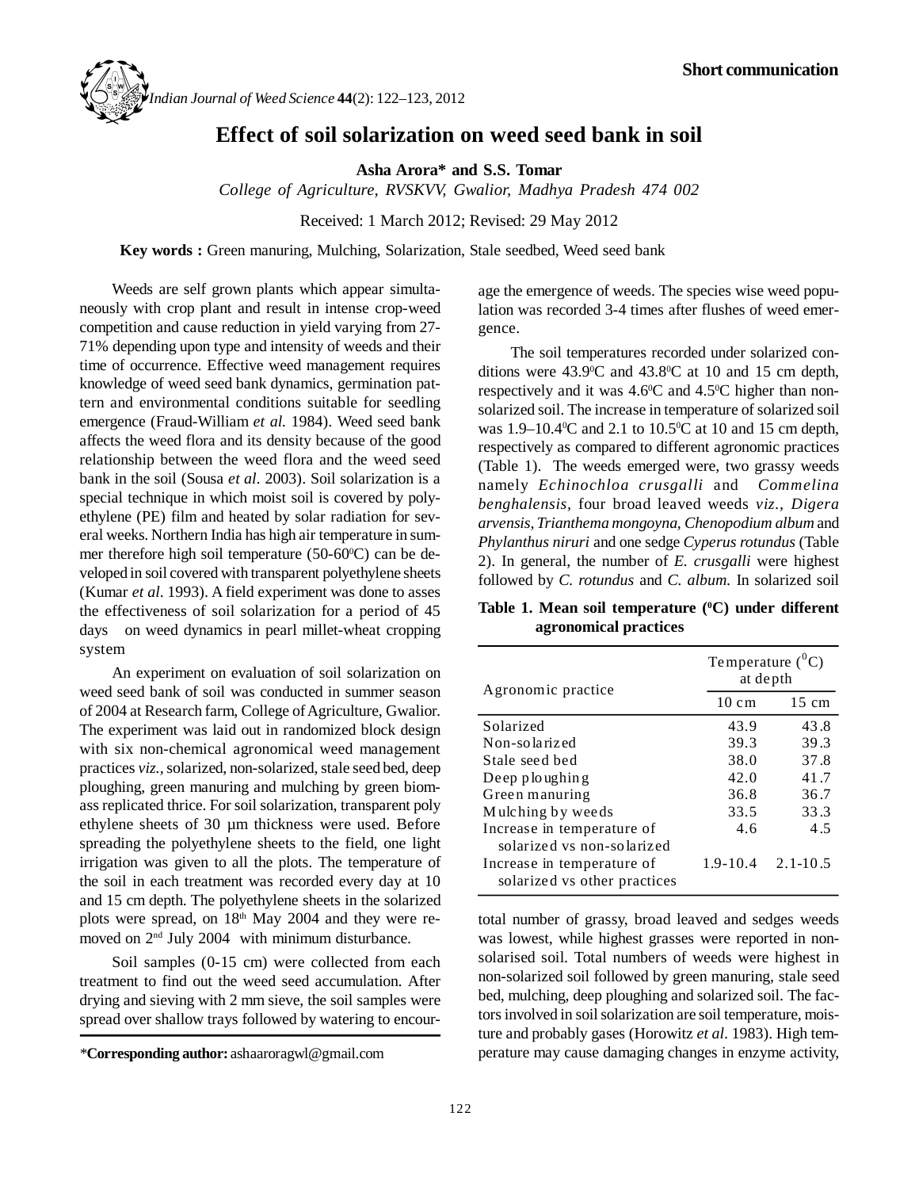**Short communication**

# Effect of soil solarization on weed seed bank in soil

**Asha Arora\* and S.S. Tomar**

*College of Agriculture, RVSKVV, Gwalior, Madhya Pradesh 474 002*

Received: 1 March 2012; Revised: 29 May 2012

**Key words :** Green manuring, Mulching, Solarization, Stale seedbed, Weed seed bank

Weeds are self grown plants which appear simultaneously with crop plant and result in intense crop-weed competition and cause reduction in yield varying from 27-71% depending upon type and intensity of weeds and their time of occurrence. Effective weed management requires knowledge of weed seed bank dynamics, germination pattern and environmental conditions suitable for seedling emergence (Fraud-William *et al.* 1984). Weed seed bank affects the weed flora and its density because of the good relationship between the weed flora and the weed seed bank in the soil (Sousa *et al.* 2003). Soil solarization is a special technique in which moist soil is covered by polyethylene (PE) film and heated by solar radiation for several weeks. Northern India has high air temperature in summer therefore high soil temperature (50-60$^0$C) can be developed in soil covered with transparent polyethylene sheets (Kumar *et al*. 1993). A field experiment was done to asses the effectiveness of soil solarization for a period of 45 days on weed dynamics in pearl millet-wheat cropping system

An experiment on evaluation of soil solarization on weed seed bank of soil was conducted in summer season of 2004 at Research farm, College of Agriculture, Gwalior. The experiment was laid out in randomized block design with six non-chemical agronomical weed management practices *viz.*, solarized, non-solarized, stale seed bed, deep ploughing, green manuring and mulching by green biomass replicated thrice. For soil solarization, transparent poly ethylene sheets of 30 µm thickness were used. Before spreading the polyethylene sheets to the field, one light irrigation was given to all the plots. The temperature of the soil in each treatment was recorded every day at 10 and 15 cm depth. The polyethylene sheets in the solarized plots were spread, on 18th May 2004 and they were removed on 2nd July 2004 with minimum disturbance.

Soil samples (0-15 cm) were collected from each treatment to find out the weed seed accumulation. After drying and sieving with 2 mm sieve, the soil samples were spread over shallow trays followed by watering to encourage the emergence of weeds. The species wise weed population was recorded 3-4 times after flushes of weed emergence.

The soil temperatures recorded under solarized conditions were 43.9$^0$C and 43.8$^0$C at 10 and 15 cm depth, respectively and it was 4.6$^0$C and 4.5$^0$C higher than non-solarized soil. The increase in temperature of solarized soil was 1.9–10.4$^0$C and 2.1 to 10.5$^0$C at 10 and 15 cm depth, respectively as compared to different agronomic practices (Table 1). The weeds emerged were, two grassy weeds namely *Echinochloa crusgalli* and *Commelina benghalensis*, four broad leaved weeds *viz., Digera arvensis, Trianthema mongoyna, Chenopodium album* and *Phylanthus niruri* and one sedge *Cyperus rotundus* (Table 2). In general, the number of *E. crusgalli* were highest followed by *C. rotundus* and *C. album.* In solarized soil total number of grassy, broad leaved and sedges weeds was lowest, while highest grasses were reported in non-solarised soil. Total numbers of weeds were highest in non-solarized soil followed by green manuring, stale seed bed, mulching, deep ploughing and solarized soil. The factors involved in soil solarization are soil temperature, moisture and probably gases (Horowitz *et al.* 1983). High temperature may cause damaging changes in enzyme activity,

**Table 1. Mean soil temperature ($^0$C) under different agronomical practices**

| Agronomic practice | Temperature ($^0$C) at depth | |
|---|---|---|
| | 10 cm | 15 cm |
| Solarized | 43.9 | 43.8 |
| Non-solarized | 39.3 | 39.3 |
| Stale seed bed | 38.0 | 37.8 |
| Deep ploughing | 42.0 | 41.7 |
| Green manuring | 36.8 | 36.7 |
| Mulching by weeds | 33.5 | 33.3 |
| Increase in temperature of solarized vs non-solarized | 4.6 | 4.5 |
| Increase in temperature of solarized vs other practices | 1.9-10.4 | 2.1-10.5 |

\*Corresponding author: ashaaroragwl@gmail.com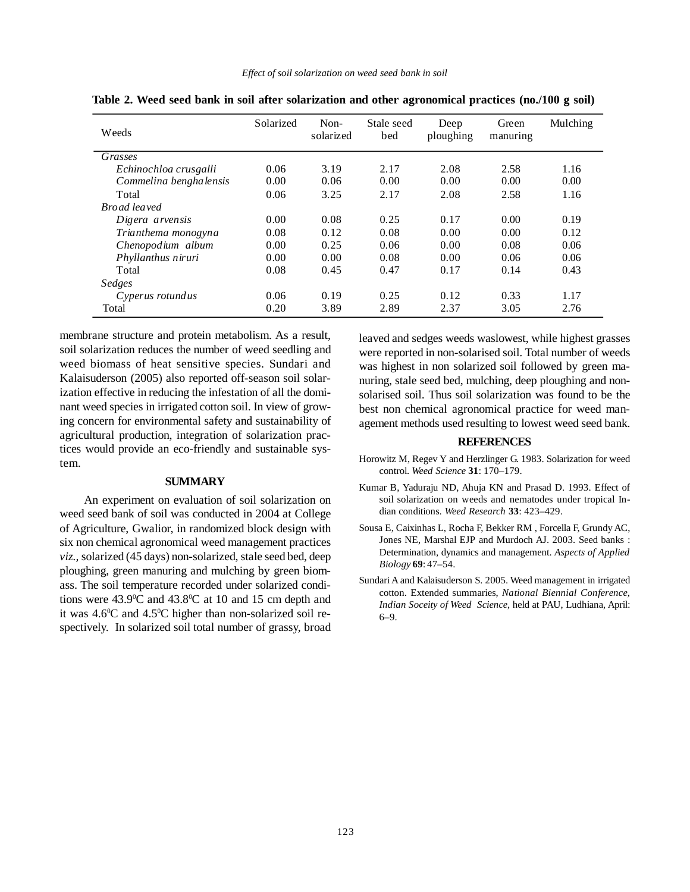**Table 2. Weed seed bank in soil after solarization and other agronomical practices (no./100 g soil)**

| Weeds | Solarized | Non-solarized | Stale seed bed | Deep ploughing | Green manuring | Mulching |
|---|---|---|---|---|---|---|
| *Grasses* | | | | | | |
| *Echinochloa crusgalli* | 0.06 | 3.19 | 2.17 | 2.08 | 2.58 | 1.16 |
| *Commelina benghalensis* | 0.00 | 0.06 | 0.00 | 0.00 | 0.00 | 0.00 |
| Total | 0.06 | 3.25 | 2.17 | 2.08 | 2.58 | 1.16 |
| *Broad leaved* | | | | | | |
| *Digera arvensis* | 0.00 | 0.08 | 0.25 | 0.17 | 0.00 | 0.19 |
| *Trianthema monogyna* | 0.08 | 0.12 | 0.08 | 0.00 | 0.00 | 0.12 |
| *Chenopodium album* | 0.00 | 0.25 | 0.06 | 0.00 | 0.08 | 0.06 |
| *Phyllanthus niruri* | 0.00 | 0.00 | 0.08 | 0.00 | 0.06 | 0.06 |
| Total | 0.08 | 0.45 | 0.47 | 0.17 | 0.14 | 0.43 |
| *Sedges* | | | | | | |
| *Cyperus rotundus* | 0.06 | 0.19 | 0.25 | 0.12 | 0.33 | 1.17 |
| Total | 0.20 | 3.89 | 2.89 | 2.37 | 3.05 | 2.76 |

membrane structure and protein metabolism. As a result, soil solarization reduces the number of weed seedling and weed biomass of heat sensitive species. Sundari and Kalaisuderson (2005) also reported off-season soil solarization effective in reducing the infestation of all the dominant weed species in irrigated cotton soil. In view of growing concern for environmental safety and sustainability of agricultural production, integration of solarization practices would provide an eco-friendly and sustainable system.

## SUMMARY

An experiment on evaluation of soil solarization on weed seed bank of soil was conducted in 2004 at College of Agriculture, Gwalior, in randomized block design with six non chemical agronomical weed management practices *viz.,* solarized (45 days) non-solarized, stale seed bed, deep ploughing, green manuring and mulching by green biomass. The soil temperature recorded under solarized conditions were 43.9$^0$C and 43.8$^0$C at 10 and 15 cm depth and it was 4.6$^0$C and 4.5$^0$C higher than non-solarized soil respectively. In solarized soil total number of grassy, broad leaved and sedges weeds waslowest, while highest grasses were reported in non-solarised soil. Total number of weeds was highest in non solarized soil followed by green manuring, stale seed bed, mulching, deep ploughing and non-solarised soil. Thus soil solarization was found to be the best non chemical agronomical practice for weed management methods used resulting to lowest weed seed bank.

## REFERENCES

Horowitz M, Regev Y and Herzlinger G. 1983. Solarization for weed control. *Weed Science* **31**: 170–179.

Kumar B, Yaduraju ND, Ahuja KN and Prasad D. 1993. Effect of soil solarization on weeds and nematodes under tropical Indian conditions. *Weed Research* **33**: 423–429.

Sousa E, Caixinhas L, Rocha F, Bekker RM , Forcella F, Grundy AC, Jones NE, Marshal EJP and Murdoch AJ. 2003. Seed banks : Determination, dynamics and management. *Aspects of Applied Biology* **69**: 47–54.

Sundari A and Kalaisuderson S. 2005. Weed management in irrigated cotton. Extended summaries, *National Biennial Conference, Indian Soceity of Weed Science*, held at PAU, Ludhiana, April: 6–9.